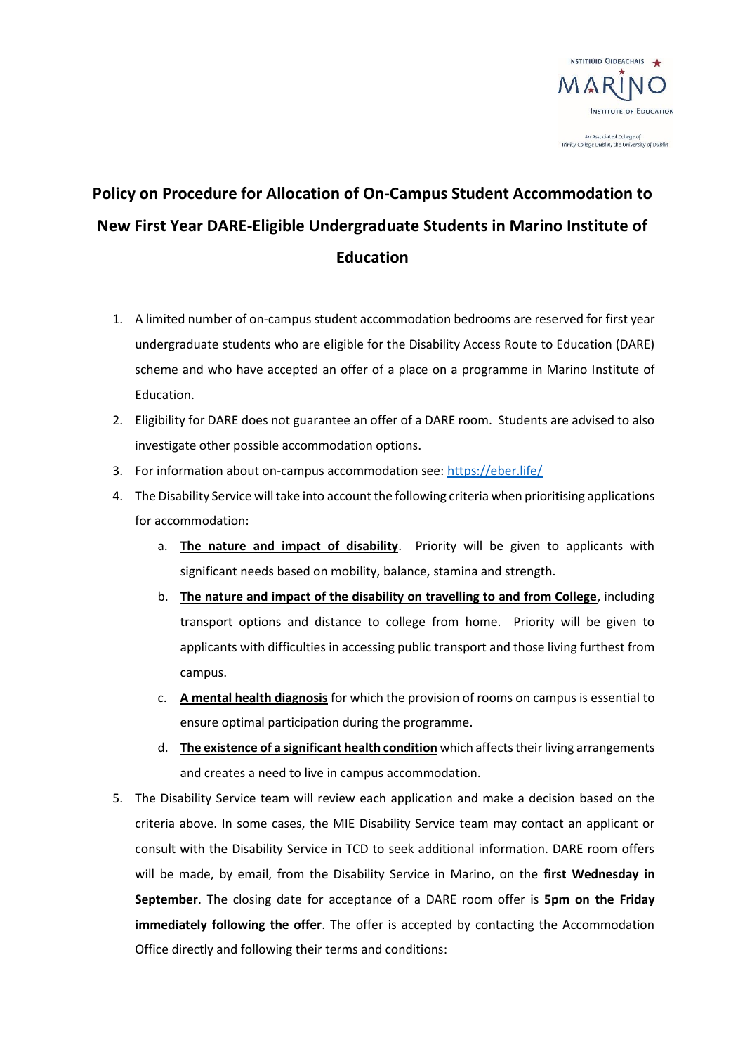# Policy on Procedure for Allocation of On-Campus Student Accommodation to New First Year DARE-Eligible Undergraduate Students in Marino Institute of Education

1. A limited number of on-campus student accommodation bedrooms are reserved for first year undergraduate students who are eligible for the Disability Access Route to Education (DARE) scheme and who have accepted an offer of a place on a programme in Marino Institute of Education.
2. Eligibility for DARE does not guarantee an offer of a DARE room. Students are advised to also investigate other possible accommodation options.
3. For information about on-campus accommodation see: https://eber.life/
4. The Disability Service will take into account the following criteria when prioritising applications for accommodation:
   a. **The nature and impact of disability**. Priority will be given to applicants with significant needs based on mobility, balance, stamina and strength.
   b. **The nature and impact of the disability on travelling to and from College**, including transport options and distance to college from home. Priority will be given to applicants with difficulties in accessing public transport and those living furthest from campus.
   c. **A mental health diagnosis** for which the provision of rooms on campus is essential to ensure optimal participation during the programme.
   d. **The existence of a significant health condition** which affects their living arrangements and creates a need to live in campus accommodation.
5. The Disability Service team will review each application and make a decision based on the criteria above. In some cases, the MIE Disability Service team may contact an applicant or consult with the Disability Service in TCD to seek additional information. DARE room offers will be made, by email, from the Disability Service in Marino, on the **first Wednesday in September**. The closing date for acceptance of a DARE room offer is **5pm on the Friday immediately following the offer**. The offer is accepted by contacting the Accommodation Office directly and following their terms and conditions: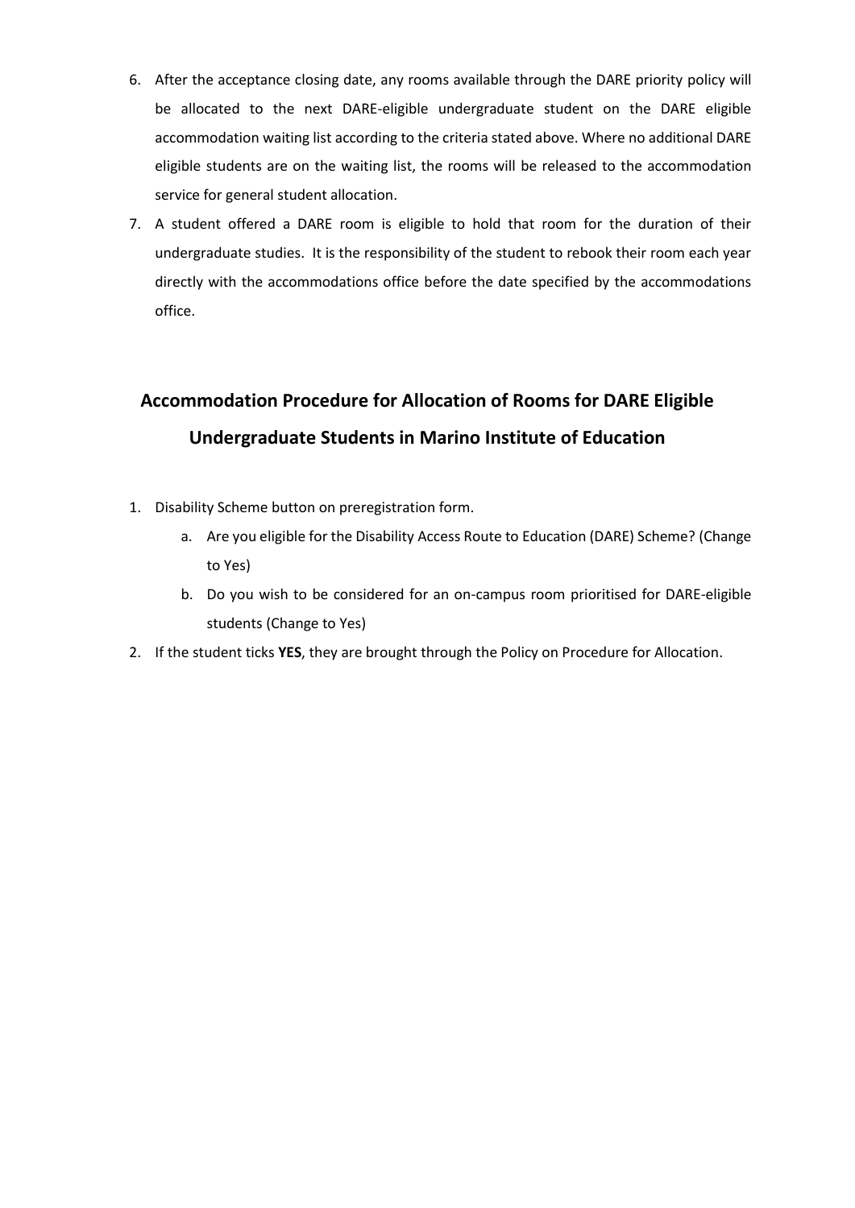6. After the acceptance closing date, any rooms available through the DARE priority policy will be allocated to the next DARE-eligible undergraduate student on the DARE eligible accommodation waiting list according to the criteria stated above. Where no additional DARE eligible students are on the waiting list, the rooms will be released to the accommodation service for general student allocation.
7. A student offered a DARE room is eligible to hold that room for the duration of their undergraduate studies. It is the responsibility of the student to rebook their room each year directly with the accommodations office before the date specified by the accommodations office.

## Accommodation Procedure for Allocation of Rooms for DARE Eligible Undergraduate Students in Marino Institute of Education

1. Disability Scheme button on preregistration form.
   a. Are you eligible for the Disability Access Route to Education (DARE) Scheme? (Change to Yes)
   b. Do you wish to be considered for an on-campus room prioritised for DARE-eligible students (Change to Yes)
2. If the student ticks **YES**, they are brought through the Policy on Procedure for Allocation.